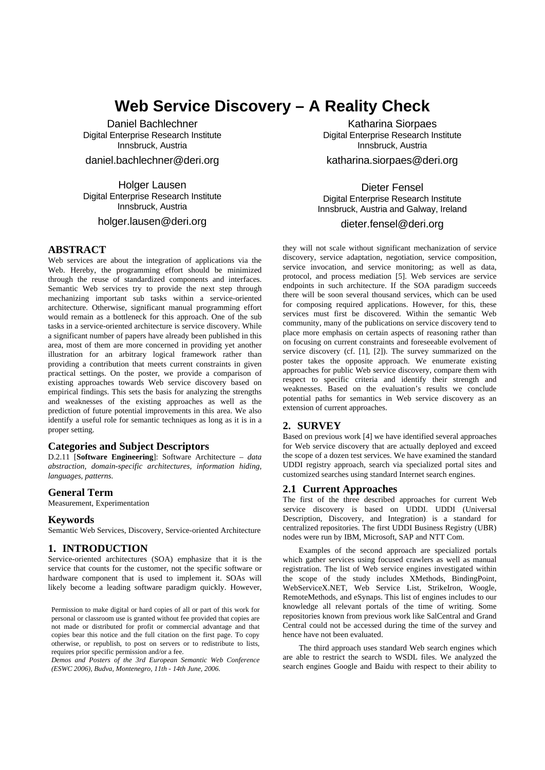# Web Service Discovery – A Reality Check

Daniel Bachlechner
Digital Enterprise Research Institute
Innsbruck, Austria
daniel.bachlechner@deri.org

Katharina Siorpaes
Digital Enterprise Research Institute
Innsbruck, Austria
katharina.siorpaes@deri.org

Holger Lausen
Digital Enterprise Research Institute
Innsbruck, Austria
holger.lausen@deri.org

Dieter Fensel
Digital Enterprise Research Institute
Innsbruck, Austria and Galway, Ireland
dieter.fensel@deri.org

## ABSTRACT

Web services are about the integration of applications via the Web. Hereby, the programming effort should be minimized through the reuse of standardized components and interfaces. Semantic Web services try to provide the next step through mechanizing important sub tasks within a service-oriented architecture. Otherwise, significant manual programming effort would remain as a bottleneck for this approach. One of the sub tasks in a service-oriented architecture is service discovery. While a significant number of papers have already been published in this area, most of them are more concerned in providing yet another illustration for an arbitrary logical framework rather than providing a contribution that meets current constraints in given practical settings. On the poster, we provide a comparison of existing approaches towards Web service discovery based on empirical findings. This sets the basis for analyzing the strengths and weaknesses of the existing approaches as well as the prediction of future potential improvements in this area. We also identify a useful role for semantic techniques as long as it is in a proper setting.

### Categories and Subject Descriptors

D.2.11 [**Software Engineering**]: Software Architecture – *data abstraction, domain-specific architectures, information hiding, languages, patterns.*

### General Term

Measurement, Experimentation

### Keywords

Semantic Web Services, Discovery, Service-oriented Architecture

## 1. INTRODUCTION

Service-oriented architectures (SOA) emphasize that it is the service that counts for the customer, not the specific software or hardware component that is used to implement it. SOAs will likely become a leading software paradigm quickly. However, they will not scale without significant mechanization of service discovery, service adaptation, negotiation, service composition, service invocation, and service monitoring; as well as data, protocol, and process mediation [5]. Web services are service endpoints in such architecture. If the SOA paradigm succeeds there will be soon several thousand services, which can be used for composing required applications. However, for this, these services must first be discovered. Within the semantic Web community, many of the publications on service discovery tend to place more emphasis on certain aspects of reasoning rather than on focusing on current constraints and foreseeable evolvement of service discovery (cf. [1], [2]). The survey summarized on the poster takes the opposite approach. We enumerate existing approaches for public Web service discovery, compare them with respect to specific criteria and identify their strength and weaknesses. Based on the evaluation's results we conclude potential paths for semantics in Web service discovery as an extension of current approaches.

Permission to make digital or hard copies of all or part of this work for personal or classroom use is granted without fee provided that copies are not made or distributed for profit or commercial advantage and that copies bear this notice and the full citation on the first page. To copy otherwise, or republish, to post on servers or to redistribute to lists, requires prior specific permission and/or a fee.
*Demos and Posters of the 3rd European Semantic Web Conference (ESWC 2006), Budva, Montenegro, 11th - 14th June, 2006.*

## 2. SURVEY

Based on previous work [4] we have identified several approaches for Web service discovery that are actually deployed and exceed the scope of a dozen test services. We have examined the standard UDDI registry approach, search via specialized portal sites and customized searches using standard Internet search engines.

### 2.1 Current Approaches

The first of the three described approaches for current Web service discovery is based on UDDI. UDDI (Universal Description, Discovery, and Integration) is a standard for centralized repositories. The first UDDI Business Registry (UBR) nodes were run by IBM, Microsoft, SAP and NTT Com.

Examples of the second approach are specialized portals which gather services using focused crawlers as well as manual registration. The list of Web service engines investigated within the scope of the study includes XMethods, BindingPoint, WebServiceX.NET, Web Service List, StrikeIron, Woogle, RemoteMethods, and eSynaps. This list of engines includes to our knowledge all relevant portals of the time of writing. Some repositories known from previous work like SalCentral and Grand Central could not be accessed during the time of the survey and hence have not been evaluated.

The third approach uses standard Web search engines which are able to restrict the search to WSDL files. We analyzed the search engines Google and Baidu with respect to their ability to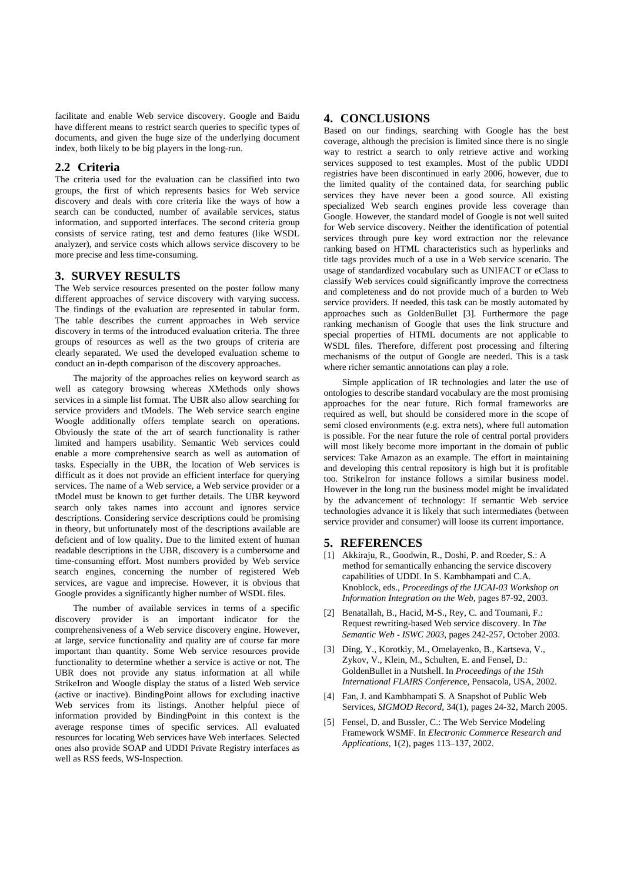facilitate and enable Web service discovery. Google and Baidu have different means to restrict search queries to specific types of documents, and given the huge size of the underlying document index, both likely to be big players in the long-run.

## 2.2 Criteria

The criteria used for the evaluation can be classified into two groups, the first of which represents basics for Web service discovery and deals with core criteria like the ways of how a search can be conducted, number of available services, status information, and supported interfaces. The second criteria group consists of service rating, test and demo features (like WSDL analyzer), and service costs which allows service discovery to be more precise and less time-consuming.

# 3. SURVEY RESULTS

The Web service resources presented on the poster follow many different approaches of service discovery with varying success. The findings of the evaluation are represented in tabular form. The table describes the current approaches in Web service discovery in terms of the introduced evaluation criteria. The three groups of resources as well as the two groups of criteria are clearly separated. We used the developed evaluation scheme to conduct an in-depth comparison of the discovery approaches.

The majority of the approaches relies on keyword search as well as category browsing whereas XMethods only shows services in a simple list format. The UBR also allow searching for service providers and tModels. The Web service search engine Woogle additionally offers template search on operations. Obviously the state of the art of search functionality is rather limited and hampers usability. Semantic Web services could enable a more comprehensive search as well as automation of tasks. Especially in the UBR, the location of Web services is difficult as it does not provide an efficient interface for querying services. The name of a Web service, a Web service provider or a tModel must be known to get further details. The UBR keyword search only takes names into account and ignores service descriptions. Considering service descriptions could be promising in theory, but unfortunately most of the descriptions available are deficient and of low quality. Due to the limited extent of human readable descriptions in the UBR, discovery is a cumbersome and time-consuming effort. Most numbers provided by Web service search engines, concerning the number of registered Web services, are vague and imprecise. However, it is obvious that Google provides a significantly higher number of WSDL files.

The number of available services in terms of a specific discovery provider is an important indicator for the comprehensiveness of a Web service discovery engine. However, at large, service functionality and quality are of course far more important than quantity. Some Web service resources provide functionality to determine whether a service is active or not. The UBR does not provide any status information at all while StrikeIron and Woogle display the status of a listed Web service (active or inactive). BindingPoint allows for excluding inactive Web services from its listings. Another helpful piece of information provided by BindingPoint in this context is the average response times of specific services. All evaluated resources for locating Web services have Web interfaces. Selected ones also provide SOAP and UDDI Private Registry interfaces as well as RSS feeds, WS-Inspection.

# 4. CONCLUSIONS

Based on our findings, searching with Google has the best coverage, although the precision is limited since there is no single way to restrict a search to only retrieve active and working services supposed to test examples. Most of the public UDDI registries have been discontinued in early 2006, however, due to the limited quality of the contained data, for searching public services they have never been a good source. All existing specialized Web search engines provide less coverage than Google. However, the standard model of Google is not well suited for Web service discovery. Neither the identification of potential services through pure key word extraction nor the relevance ranking based on HTML characteristics such as hyperlinks and title tags provides much of a use in a Web service scenario. The usage of standardized vocabulary such as UNIFACT or eClass to classify Web services could significantly improve the correctness and completeness and do not provide much of a burden to Web service providers. If needed, this task can be mostly automated by approaches such as GoldenBullet [3]. Furthermore the page ranking mechanism of Google that uses the link structure and special properties of HTML documents are not applicable to WSDL files. Therefore, different post processing and filtering mechanisms of the output of Google are needed. This is a task where richer semantic annotations can play a role.

Simple application of IR technologies and later the use of ontologies to describe standard vocabulary are the most promising approaches for the near future. Rich formal frameworks are required as well, but should be considered more in the scope of semi closed environments (e.g. extra nets), where full automation is possible. For the near future the role of central portal providers will most likely become more important in the domain of public services: Take Amazon as an example. The effort in maintaining and developing this central repository is high but it is profitable too. StrikeIron for instance follows a similar business model. However in the long run the business model might be invalidated by the advancement of technology: If semantic Web service technologies advance it is likely that such intermediates (between service provider and consumer) will loose its current importance.

# 5. REFERENCES

[1] Akkiraju, R., Goodwin, R., Doshi, P. and Roeder, S.: A method for semantically enhancing the service discovery capabilities of UDDI. In S. Kambhampati and C.A. Knoblock, eds., *Proceedings of the IJCAI-03 Workshop on Information Integration on the Web*, pages 87-92, 2003.

[2] Benatallah, B., Hacid, M-S., Rey, C. and Toumani, F.: Request rewriting-based Web service discovery. In *The Semantic Web - ISWC 2003*, pages 242-257, October 2003.

[3] Ding, Y., Korotkiy, M., Omelayenko, B., Kartseva, V., Zykov, V., Klein, M., Schulten, E. and Fensel, D.: GoldenBullet in a Nutshell. In *Proceedings of the 15th International FLAIRS Conference*, Pensacola, USA, 2002.

[4] Fan, J. and Kambhampati S. A Snapshot of Public Web Services, *SIGMOD Record*, 34(1), pages 24-32, March 2005.

[5] Fensel, D. and Bussler, C.: The Web Service Modeling Framework WSMF. In *Electronic Commerce Research and Applications*, 1(2), pages 113–137, 2002.